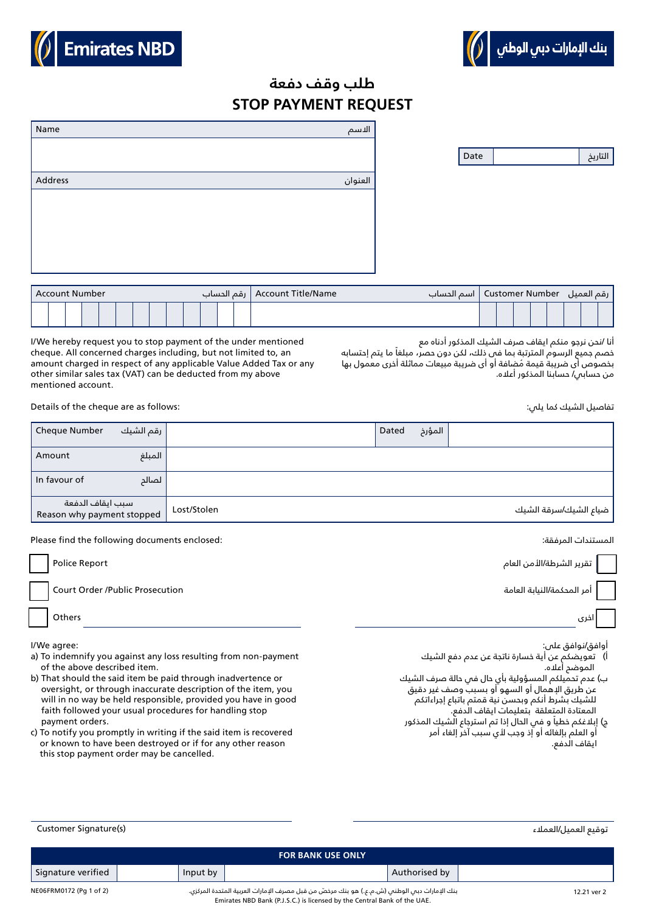Emirates NBD | بنك الإمارات دبي الوطني

# طلب وقف دفعة
# STOP PAYMENT REQUEST

| Name | الاسم |
|---|---|
| | |
| **Address** | **العنوان** |
| | |

| Date | | التاريخ |
|---|---|---|

| Account Number رقم الحساب | Account Title/Name اسم الحساب | Customer Number رقم العميل |
|---|---|---|
| | | |

I/We hereby request you to stop payment of the under mentioned cheque. All concerned charges including, but not limited to, an amount charged in respect of any applicable Value Added Tax or any other similar sales tax (VAT) can be deducted from my above mentioned account.

أنا /نحن نرجو منكم ايقاف صرف الشيك المذكور أدناه مع خصم جميع الرسوم المترتبة بما في ذلك، لكن دون حصر، مبلغاً ما يتم إحتسابه بخصوص أي ضريبة قيمة مُضافة أو أي ضريبة مبيعات مماثلة أخرى معمول بها من حسابي/ حسابنا المذكور أعلاه.

Details of the cheque are as follows: | تفاصيل الشيك كما يلي:

| Cheque Number رقم الشيك | | Dated المؤرخ | |
|---|---|---|---|
| Amount المبلغ | | | |
| In favour of لصالح | | | |
| سبب ايقاف الدفعة Reason why payment stopped | Lost/Stolen | | ضياع الشيك/سرقة الشيك |

Please find the following documents enclosed: | المستندات المرفقة:

- ☐ Police Report | تقرير الشرطة/الأمن العام
- ☐ Court Order /Public Prosecution | أمر المحكمة/النيابة العامة
- ☐ Others ________ | اخرى ________

I/We agree:

a) To indemnify you against any loss resulting from non-payment of the above described item.
b) That should the said item be paid through inadvertence or oversight, or through inaccurate description of the item, you will in no way be held responsible, provided you have in good faith followed your usual procedures for handling stop payment orders.
c) To notify you promptly in writing if the said item is recovered or known to have been destroyed or if for any other reason this stop payment order may be cancelled.

أوافق/نوافق على:

أ) تعويضكم عن أية خسارة ناتجة عن عدم دفع الشيك الموضح أعلاه.
ب) عدم تحميلكم المسؤولية بأي حال في حالة صرف الشيك عن طريق الإهمال أو السهو أو بسبب وصف غير دقيق للشيك بشرط أنكم وبحسن نية قمتم باتباع إجراءاتكم المعتادة المتعلقة بتعليمات ايقاف الدفع.
ج) إبلاغكم خطياً و في الحال إذا تم استرجاع الشيك المذكور أو العلم بإلغائه أو إذ وجب لأي سبب آخر إلغاء أمر ايقاف الدفع.

Customer Signature(s) ________ | توقيع العميل/العملاء ________

| FOR BANK USE ONLY | | | | | |
|---|---|---|---|---|---|
| Signature verified | | Input by | | Authorised by | |

NE06FRM0172

بنك الإمارات دبي الوطني (ش.م.ع.) هو بنك مرخّص من قبل مصرف الإمارات العربية المتحدة المركزي.
Emirates NBD Bank (P.J.S.C.) is licensed by the Central Bank of the UAE.

12.21 ver 2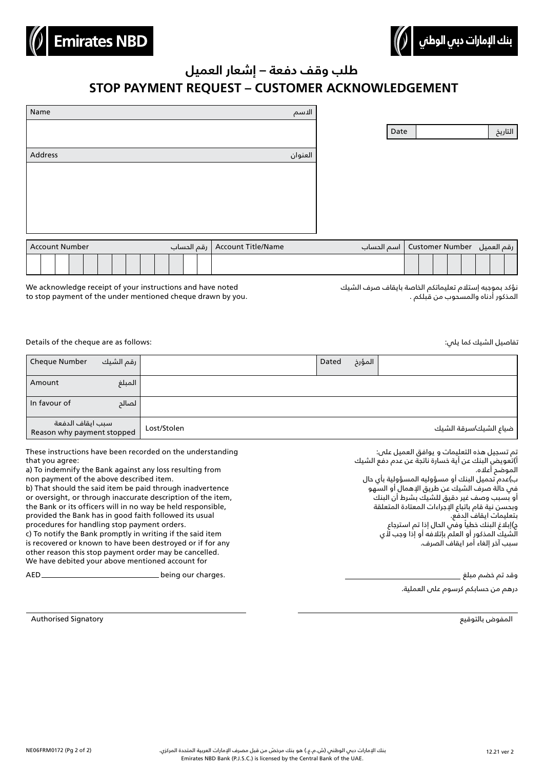Emirates NBD

بنك الإمارات دبي الوطني

# طلب وقف دفعة – إشعار العميل
# STOP PAYMENT REQUEST – CUSTOMER ACKNOWLEDGEMENT

| Name | الاسم |
|---|---|
| | |

| Date | | التاريخ |
|---|---|---|

| Address | العنوان |
|---|---|
| | |

| Account Number رقم الحساب | Account Title/Name اسم الحساب | Customer Number رقم العميل |
|---|---|---|
| | | |

We acknowledge receipt of your instructions and have noted to stop payment of the under mentioned cheque drawn by you.

نؤكد بموجبه إستلام تعليماتكم الخاصة بايقاف صرف الشيك المذكور أدناه والمسحوب من قبلكم .

Details of the cheque are as follows:

تفاصيل الشيك كما يلي:

| | | | |
|---|---|---|---|
| Cheque Number رقم الشيك | | Dated المؤرخ | |
| Amount المبلغ | | | |
| In favour of لصالح | | | |
| سبب ايقاف الدفعة Reason why payment stopped | Lost/Stolen | | ضياع الشيك/سرقة الشيك |

These instructions have been recorded on the understanding that you agree:

a) To indemnify the Bank against any loss resulting from non payment of the above described item.

b) That should the said item be paid through inadvertence or oversight, or through inaccurate description of the item, the Bank or its officers will in no way be held responsible, provided the Bank has in good faith followed its usual procedures for handling stop payment orders.

c) To notify the Bank promptly in writing if the said item is recovered or known to have been destroyed or if for any other reason this stop payment order may be cancelled.

We have debited your above mentioned account for

AED ______________________ being our charges.

تم تسجيل هذه التعليمات و يوافق العميل على:

أ)تعويض البنك عن أية خسارة ناتجة عن عدم دفع الشيك الموضح أعلاه.

ب)عدم تحميل البنك أو مسؤوليه المسؤولية بأي حال في حالة صرف الشيك عن طريق الإهمال أو السهو أو بسبب وصف غير دقيق للشيك بشرط أن البنك وبحسن نية قام باتباع الإجراءات المعتادة المتعلقة بتعليمات ايقاف الدفع.

ج)إبلاغ البنك خطياً وفي الحال إذا تم استرجاع الشيك المذكور أو العلم بإتلافه أو إذا وجب لأي سبب آخر إلغاء أمر ايقاف الصرف.

وقد تم خصم مبلغ ______________________

درهم من حسابكم كرسوم على العملية.

Authorised Signatory ______________________

المفوض بالتوقيع ______________________

NE06FRM0172 (Pg 2 of 2)

بنك الإمارات دبي الوطني (ش.م.ع.) هو بنك مرخص من قبل مصرف الإمارات العربية المتحدة المركزي.
Emirates NBD Bank (P.J.S.C.) is licensed by the Central Bank of the UAE.

12.21 ver 2